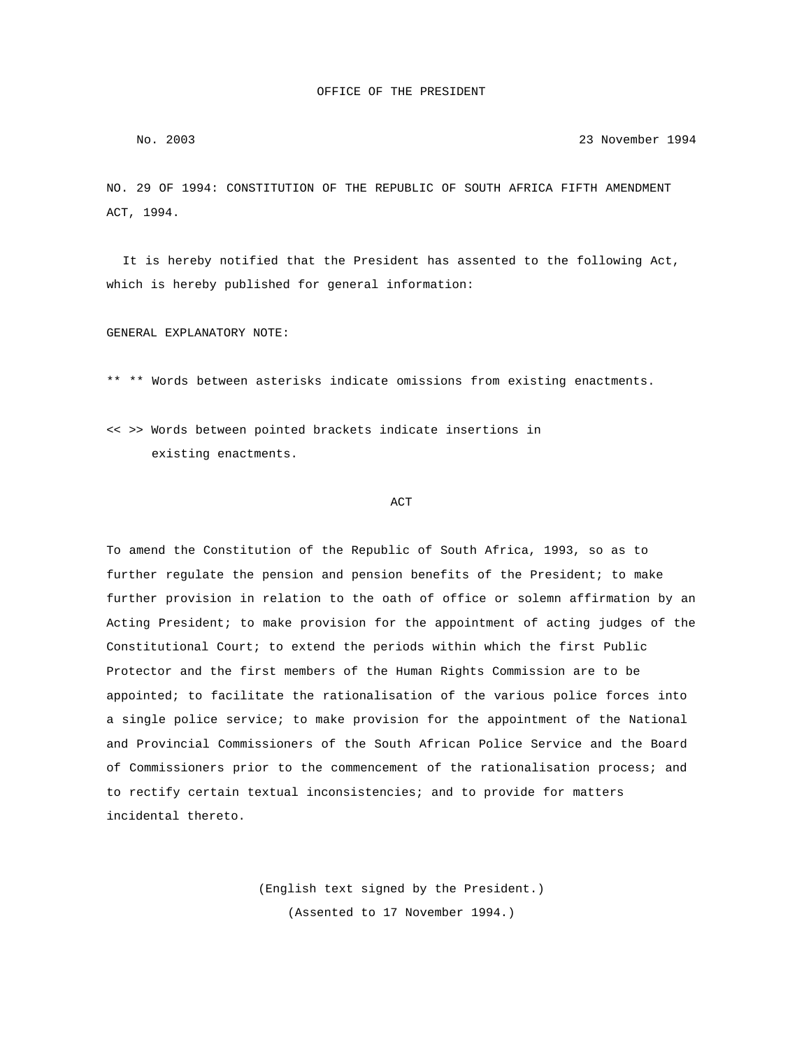OFFICE OF THE PRESIDENT

No. 2003 — 23 November 1994

NO. 29 OF 1994: CONSTITUTION OF THE REPUBLIC OF SOUTH AFRICA FIFTH AMENDMENT ACT, 1994.

It is hereby notified that the President has assented to the following Act, which is hereby published for general information:

GENERAL EXPLANATORY NOTE:

** ** Words between asterisks indicate omissions from existing enactments.

<< >> Words between pointed brackets indicate insertions in existing enactments.

ACT

To amend the Constitution of the Republic of South Africa, 1993, so as to further regulate the pension and pension benefits of the President; to make further provision in relation to the oath of office or solemn affirmation by an Acting President; to make provision for the appointment of acting judges of the Constitutional Court; to extend the periods within which the first Public Protector and the first members of the Human Rights Commission are to be appointed; to facilitate the rationalisation of the various police forces into a single police service; to make provision for the appointment of the National and Provincial Commissioners of the South African Police Service and the Board of Commissioners prior to the commencement of the rationalisation process; and to rectify certain textual inconsistencies; and to provide for matters incidental thereto.

(English text signed by the President.)
(Assented to 17 November 1994.)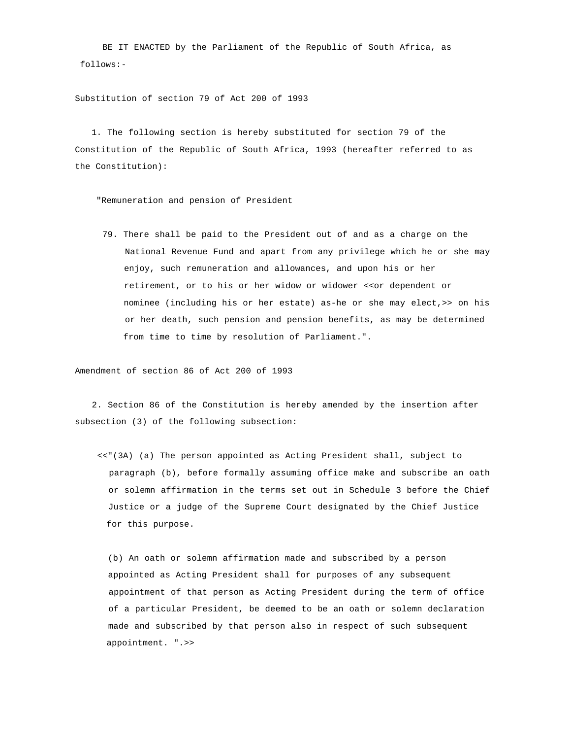BE IT ENACTED by the Parliament of the Republic of South Africa, as follows:-

Substitution of section 79 of Act 200 of 1993

1. The following section is hereby substituted for section 79 of the Constitution of the Republic of South Africa, 1993 (hereafter referred to as the Constitution):

"Remuneration and pension of President

79. There shall be paid to the President out of and as a charge on the National Revenue Fund and apart from any privilege which he or she may enjoy, such remuneration and allowances, and upon his or her retirement, or to his or her widow or widower <<or dependent or nominee (including his or her estate) as-he or she may elect,>> on his or her death, such pension and pension benefits, as may be determined from time to time by resolution of Parliament.".

Amendment of section 86 of Act 200 of 1993

2. Section 86 of the Constitution is hereby amended by the insertion after subsection (3) of the following subsection:

<<"(3A) (a) The person appointed as Acting President shall, subject to paragraph (b), before formally assuming office make and subscribe an oath or solemn affirmation in the terms set out in Schedule 3 before the Chief Justice or a judge of the Supreme Court designated by the Chief Justice for this purpose.

(b) An oath or solemn affirmation made and subscribed by a person appointed as Acting President shall for purposes of any subsequent appointment of that person as Acting President during the term of office of a particular President, be deemed to be an oath or solemn declaration made and subscribed by that person also in respect of such subsequent appointment. ".>>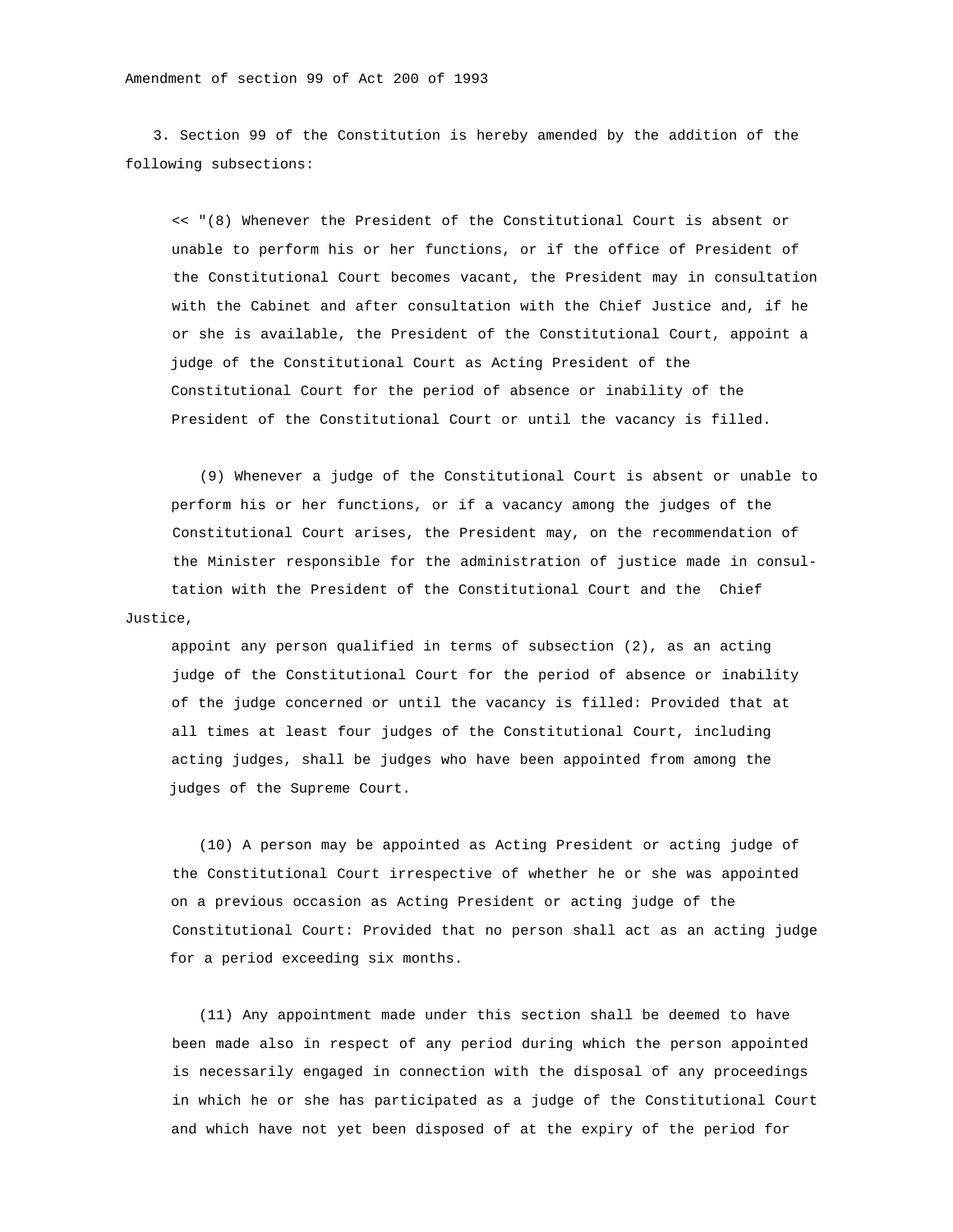Amendment of section 99 of Act 200 of 1993

3. Section 99 of the Constitution is hereby amended by the addition of the following subsections:

<< "(8) Whenever the President of the Constitutional Court is absent or unable to perform his or her functions, or if the office of President of the Constitutional Court becomes vacant, the President may in consultation with the Cabinet and after consultation with the Chief Justice and, if he or she is available, the President of the Constitutional Court, appoint a judge of the Constitutional Court as Acting President of the Constitutional Court for the period of absence or inability of the President of the Constitutional Court or until the vacancy is filled.

(9) Whenever a judge of the Constitutional Court is absent or unable to perform his or her functions, or if a vacancy among the judges of the Constitutional Court arises, the President may, on the recommendation of the Minister responsible for the administration of justice made in consultation with the President of the Constitutional Court and the Chief Justice, appoint any person qualified in terms of subsection (2), as an acting judge of the Constitutional Court for the period of absence or inability of the judge concerned or until the vacancy is filled: Provided that at all times at least four judges of the Constitutional Court, including acting judges, shall be judges who have been appointed from among the judges of the Supreme Court.

(10) A person may be appointed as Acting President or acting judge of the Constitutional Court irrespective of whether he or she was appointed on a previous occasion as Acting President or acting judge of the Constitutional Court: Provided that no person shall act as an acting judge for a period exceeding six months.

(11) Any appointment made under this section shall be deemed to have been made also in respect of any period during which the person appointed is necessarily engaged in connection with the disposal of any proceedings in which he or she has participated as a judge of the Constitutional Court and which have not yet been disposed of at the expiry of the period for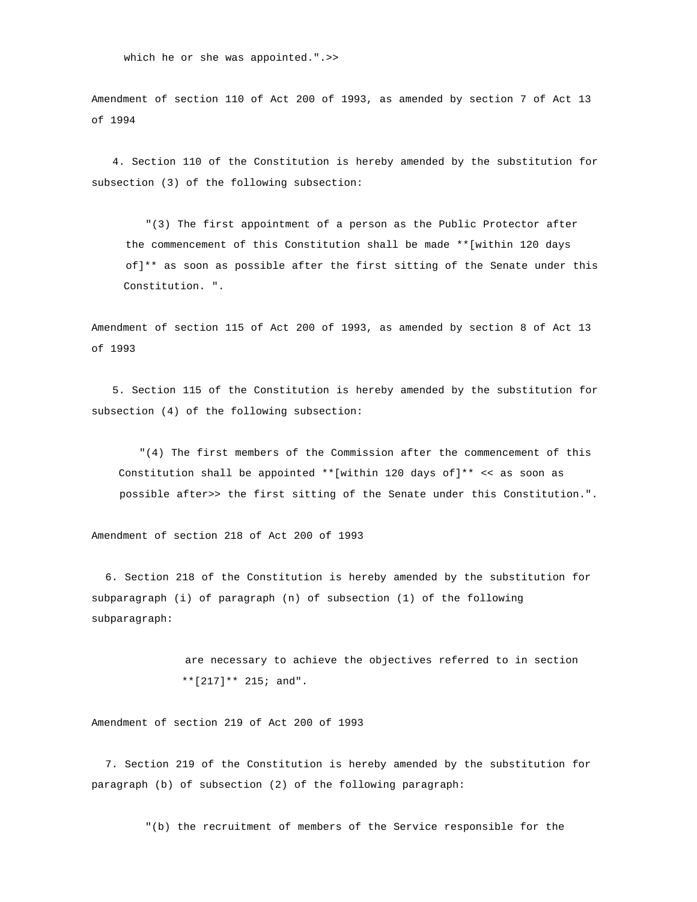which he or she was appointed.".>>

Amendment of section 110 of Act 200 of 1993, as amended by section 7 of Act 13 of 1994

4. Section 110 of the Constitution is hereby amended by the substitution for subsection (3) of the following subsection:

> "(3) The first appointment of a person as the Public Protector after the commencement of this Constitution shall be made **[within 120 days of]** as soon as possible after the first sitting of the Senate under this Constitution. ".

Amendment of section 115 of Act 200 of 1993, as amended by section 8 of Act 13 of 1993

5. Section 115 of the Constitution is hereby amended by the substitution for subsection (4) of the following subsection:

> "(4) The first members of the Commission after the commencement of this Constitution shall be appointed **[within 120 days of]** << as soon as possible after>> the first sitting of the Senate under this Constitution.".

Amendment of section 218 of Act 200 of 1993

6. Section 218 of the Constitution is hereby amended by the substitution for subparagraph (i) of paragraph (n) of subsection (1) of the following subparagraph:

> are necessary to achieve the objectives referred to in section **[217]** 215; and".

Amendment of section 219 of Act 200 of 1993

7. Section 219 of the Constitution is hereby amended by the substitution for paragraph (b) of subsection (2) of the following paragraph:

> "(b) the recruitment of members of the Service responsible for the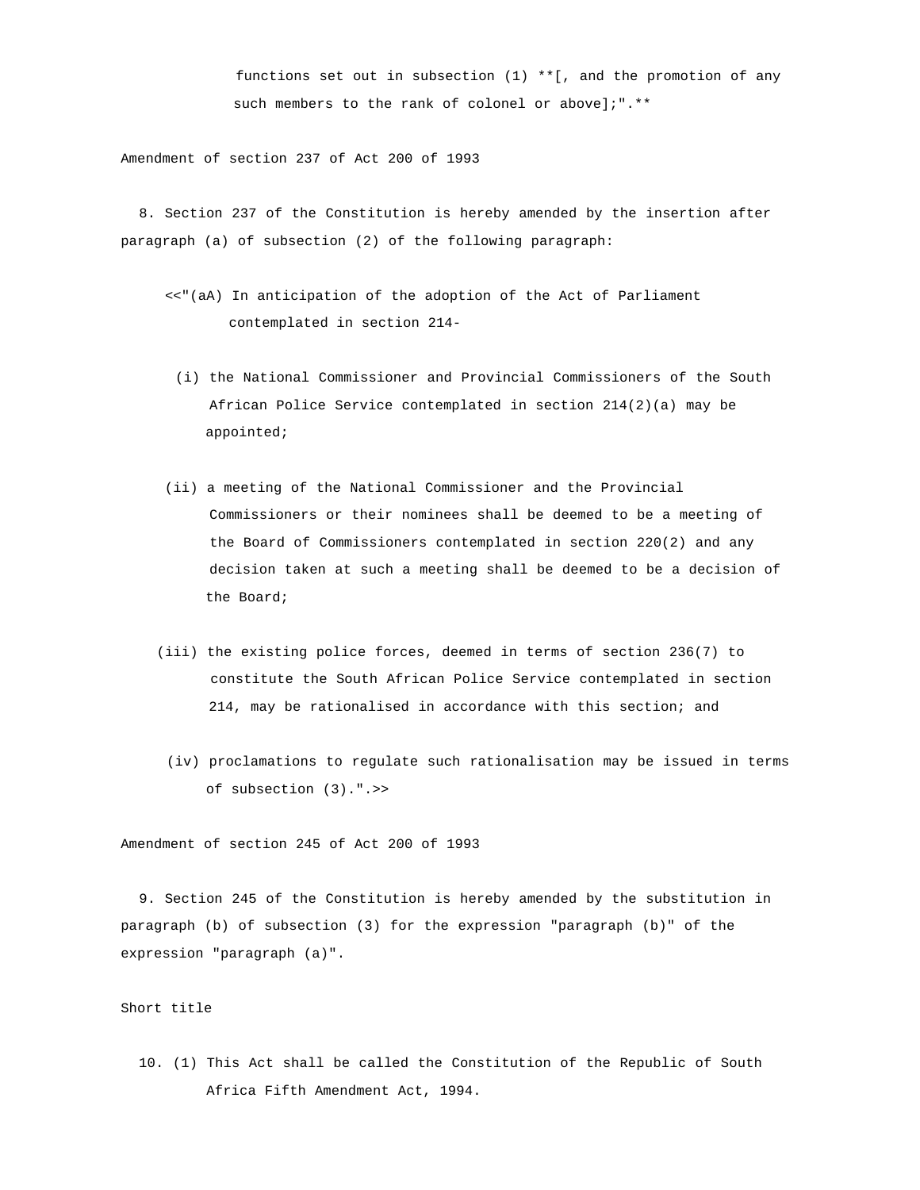functions set out in subsection (1) **[, and the promotion of any such members to the rank of colonel or above];".**

Amendment of section 237 of Act 200 of 1993

8. Section 237 of the Constitution is hereby amended by the insertion after paragraph (a) of subsection (2) of the following paragraph:

<<"(aA) In anticipation of the adoption of the Act of Parliament contemplated in section 214-

(i) the National Commissioner and Provincial Commissioners of the South African Police Service contemplated in section 214(2)(a) may be appointed;

(ii) a meeting of the National Commissioner and the Provincial Commissioners or their nominees shall be deemed to be a meeting of the Board of Commissioners contemplated in section 220(2) and any decision taken at such a meeting shall be deemed to be a decision of the Board;

(iii) the existing police forces, deemed in terms of section 236(7) to constitute the South African Police Service contemplated in section 214, may be rationalised in accordance with this section; and

(iv) proclamations to regulate such rationalisation may be issued in terms of subsection (3).".>>

Amendment of section 245 of Act 200 of 1993

9. Section 245 of the Constitution is hereby amended by the substitution in paragraph (b) of subsection (3) for the expression "paragraph (b)" of the expression "paragraph (a)".

Short title

10. (1) This Act shall be called the Constitution of the Republic of South Africa Fifth Amendment Act, 1994.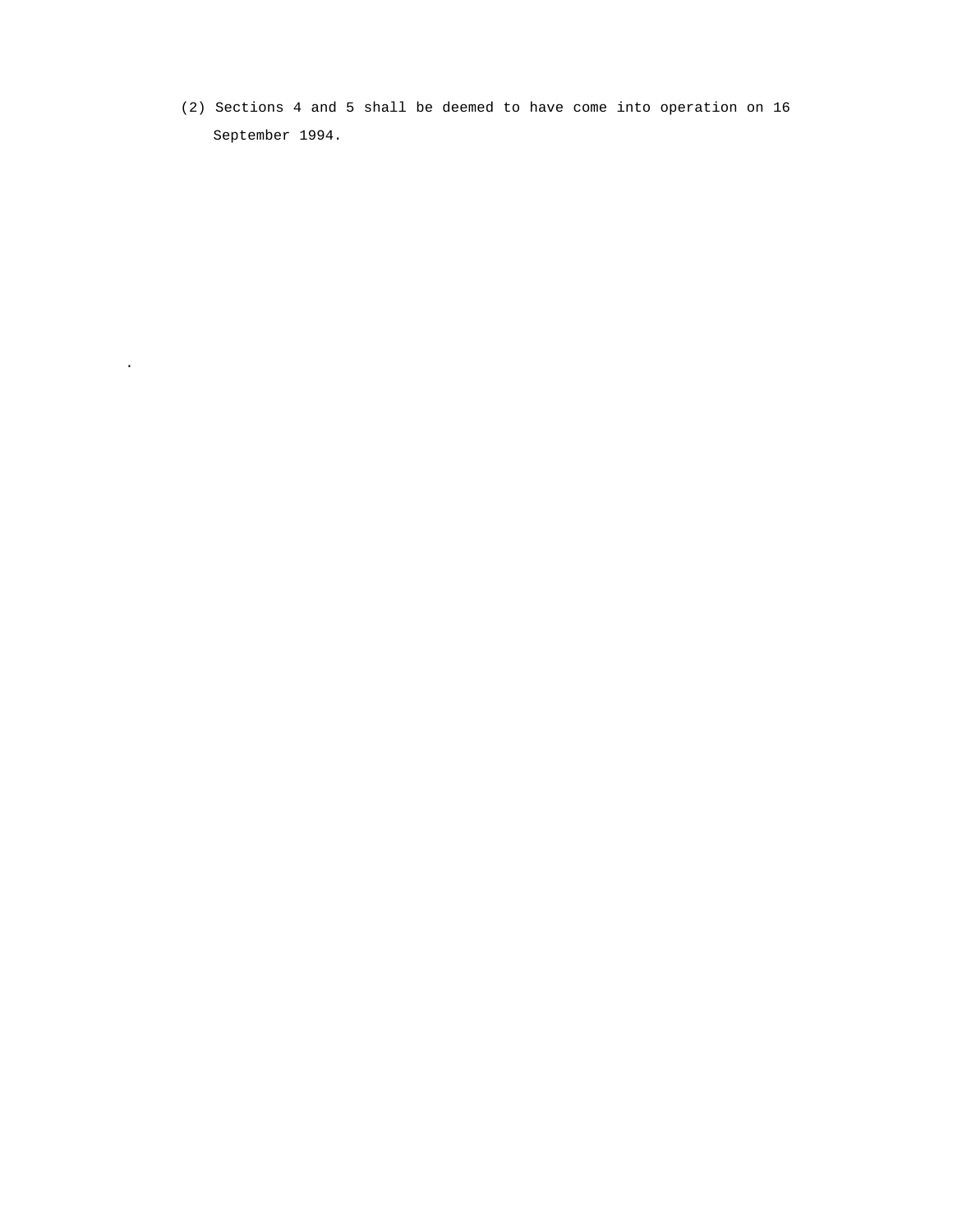(2) Sections 4 and 5 shall be deemed to have come into operation on 16 September 1994.

.